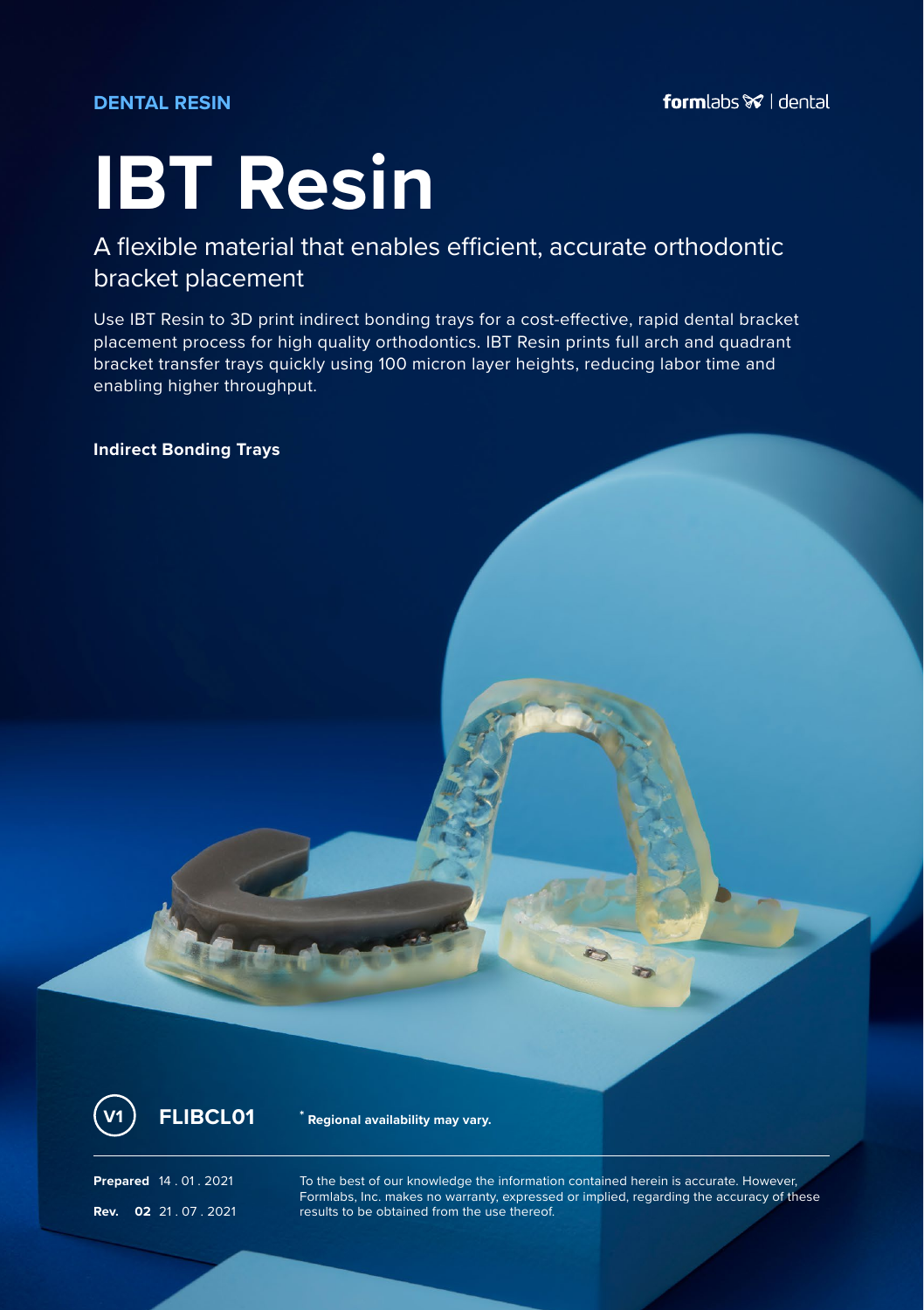**DENTAL RESIN**

formlabs | dental

# IBT Resin

## A flexible material that enables efficient, accurate orthodontic bracket placement

Use IBT Resin to 3D print indirect bonding trays for a cost-effective, rapid dental bracket placement process for high quality orthodontics. IBT Resin prints full arch and quadrant bracket transfer trays quickly using 100 micron layer heights, reducing labor time and enabling higher throughput.

**Indirect Bonding Trays**

V1 **FLIBCL01**

\* **Regional availability may vary.**

**Prepared** 14 . 01 . 2021

**Rev. 02** 21 . 07 . 2021

To the best of our knowledge the information contained herein is accurate. However, Formlabs, Inc. makes no warranty, expressed or implied, regarding the accuracy of these results to be obtained from the use thereof.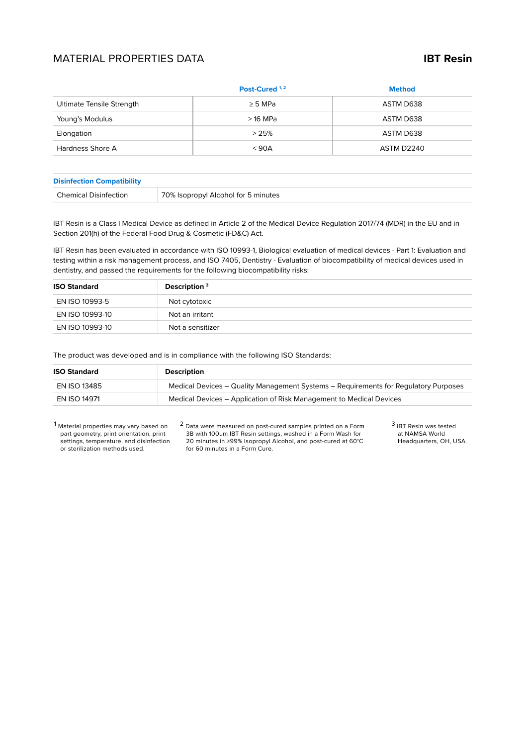## MATERIAL PROPERTIES DATA

## IBT Resin

| | Post-Cured [1, 2] | Method |
|---|---|---|
| Ultimate Tensile Strength | ≥ 5 MPa | ASTM D638 |
| Young's Modulus | > 16 MPa | ASTM D638 |
| Elongation | > 25% | ASTM D638 |
| Hardness Shore A | < 90A | ASTM D2240 |

| Disinfection Compatibility | |
|---|---|
| Chemical Disinfection | 70% Isopropyl Alcohol for 5 minutes |

IBT Resin is a Class I Medical Device as defined in Article 2 of the Medical Device Regulation 2017/74 (MDR) in the EU and in Section 201(h) of the Federal Food Drug & Cosmetic (FD&C) Act.

IBT Resin has been evaluated in accordance with ISO 10993-1, Biological evaluation of medical devices - Part 1: Evaluation and testing within a risk management process, and ISO 7405, Dentistry - Evaluation of biocompatibility of medical devices used in dentistry, and passed the requirements for the following biocompatibility risks:

| ISO Standard | Description [3] |
|---|---|
| EN ISO 10993-5 | Not cytotoxic |
| EN ISO 10993-10 | Not an irritant |
| EN ISO 10993-10 | Not a sensitizer |

The product was developed and is in compliance with the following ISO Standards:

| ISO Standard | Description |
|---|---|
| EN ISO 13485 | Medical Devices – Quality Management Systems – Requirements for Regulatory Purposes |
| EN ISO 14971 | Medical Devices – Application of Risk Management to Medical Devices |

[1] Material properties may vary based on part geometry, print orientation, print settings, temperature, and disinfection or sterilization methods used.

[2] Data were measured on post-cured samples printed on a Form 3B with 100um IBT Resin settings, washed in a Form Wash for 20 minutes in ≥99% Isopropyl Alcohol, and post-cured at 60°C for 60 minutes in a Form Cure.

[3] IBT Resin was tested at NAMSA World Headquarters, OH, USA.